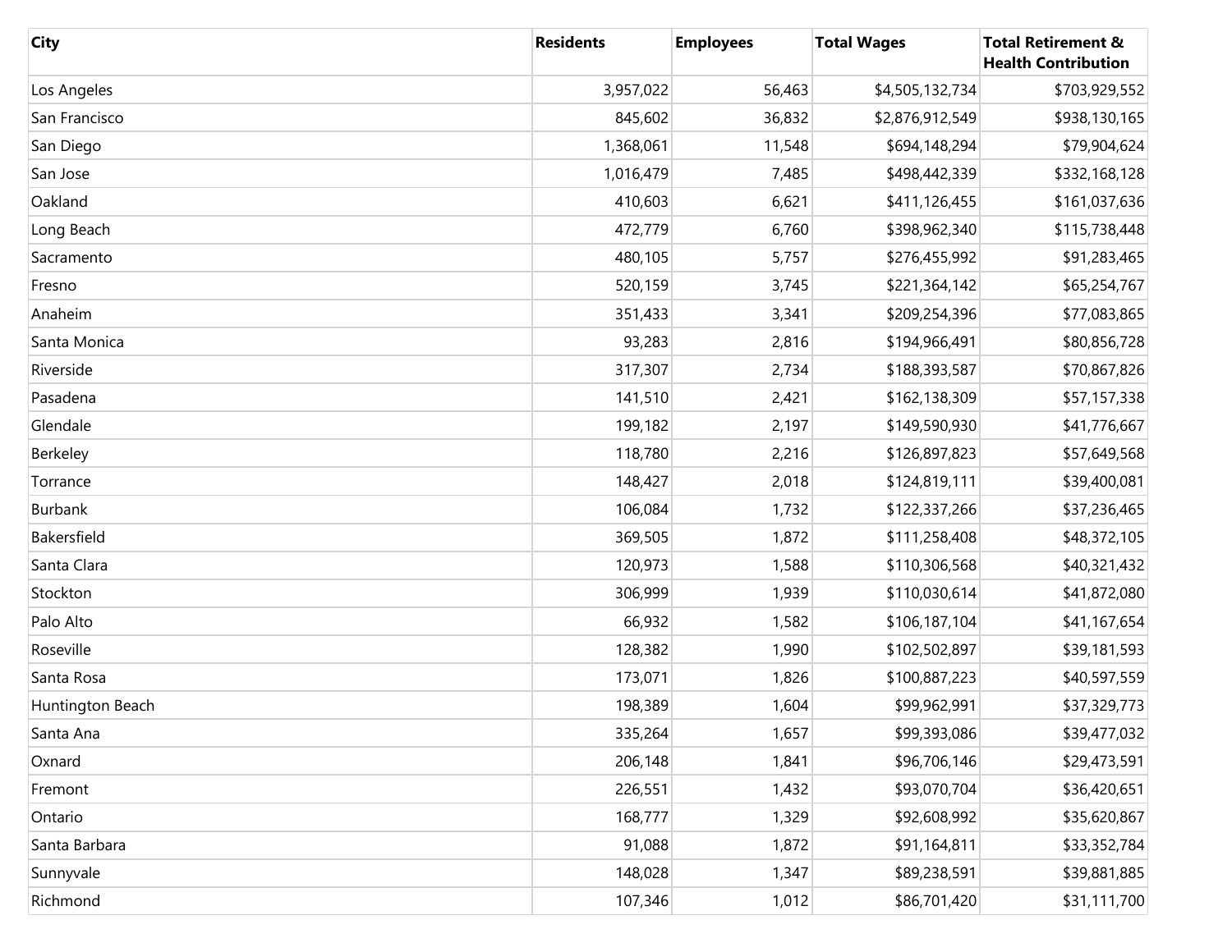| City | Residents | Employees | Total Wages | Total Retirement & Health Contribution |
| --- | --- | --- | --- | --- |
| Los Angeles | 3,957,022 | 56,463 | $4,505,132,734 | $703,929,552 |
| San Francisco | 845,602 | 36,832 | $2,876,912,549 | $938,130,165 |
| San Diego | 1,368,061 | 11,548 | $694,148,294 | $79,904,624 |
| San Jose | 1,016,479 | 7,485 | $498,442,339 | $332,168,128 |
| Oakland | 410,603 | 6,621 | $411,126,455 | $161,037,636 |
| Long Beach | 472,779 | 6,760 | $398,962,340 | $115,738,448 |
| Sacramento | 480,105 | 5,757 | $276,455,992 | $91,283,465 |
| Fresno | 520,159 | 3,745 | $221,364,142 | $65,254,767 |
| Anaheim | 351,433 | 3,341 | $209,254,396 | $77,083,865 |
| Santa Monica | 93,283 | 2,816 | $194,966,491 | $80,856,728 |
| Riverside | 317,307 | 2,734 | $188,393,587 | $70,867,826 |
| Pasadena | 141,510 | 2,421 | $162,138,309 | $57,157,338 |
| Glendale | 199,182 | 2,197 | $149,590,930 | $41,776,667 |
| Berkeley | 118,780 | 2,216 | $126,897,823 | $57,649,568 |
| Torrance | 148,427 | 2,018 | $124,819,111 | $39,400,081 |
| Burbank | 106,084 | 1,732 | $122,337,266 | $37,236,465 |
| Bakersfield | 369,505 | 1,872 | $111,258,408 | $48,372,105 |
| Santa Clara | 120,973 | 1,588 | $110,306,568 | $40,321,432 |
| Stockton | 306,999 | 1,939 | $110,030,614 | $41,872,080 |
| Palo Alto | 66,932 | 1,582 | $106,187,104 | $41,167,654 |
| Roseville | 128,382 | 1,990 | $102,502,897 | $39,181,593 |
| Santa Rosa | 173,071 | 1,826 | $100,887,223 | $40,597,559 |
| Huntington Beach | 198,389 | 1,604 | $99,962,991 | $37,329,773 |
| Santa Ana | 335,264 | 1,657 | $99,393,086 | $39,477,032 |
| Oxnard | 206,148 | 1,841 | $96,706,146 | $29,473,591 |
| Fremont | 226,551 | 1,432 | $93,070,704 | $36,420,651 |
| Ontario | 168,777 | 1,329 | $92,608,992 | $35,620,867 |
| Santa Barbara | 91,088 | 1,872 | $91,164,811 | $33,352,784 |
| Sunnyvale | 148,028 | 1,347 | $89,238,591 | $39,881,885 |
| Richmond | 107,346 | 1,012 | $86,701,420 | $31,111,700 |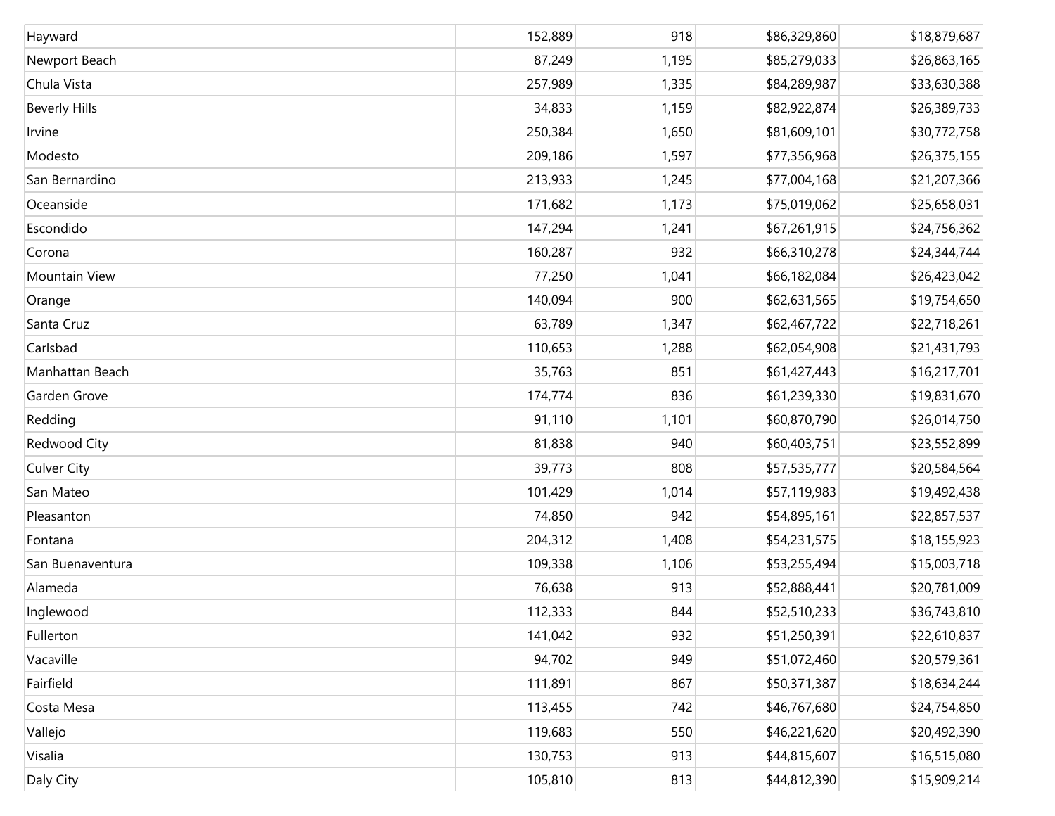| | | | | |
|---|---|---|---|---|
| Hayward | 152,889 | 918 | $86,329,860 | $18,879,687 |
| Newport Beach | 87,249 | 1,195 | $85,279,033 | $26,863,165 |
| Chula Vista | 257,989 | 1,335 | $84,289,987 | $33,630,388 |
| Beverly Hills | 34,833 | 1,159 | $82,922,874 | $26,389,733 |
| Irvine | 250,384 | 1,650 | $81,609,101 | $30,772,758 |
| Modesto | 209,186 | 1,597 | $77,356,968 | $26,375,155 |
| San Bernardino | 213,933 | 1,245 | $77,004,168 | $21,207,366 |
| Oceanside | 171,682 | 1,173 | $75,019,062 | $25,658,031 |
| Escondido | 147,294 | 1,241 | $67,261,915 | $24,756,362 |
| Corona | 160,287 | 932 | $66,310,278 | $24,344,744 |
| Mountain View | 77,250 | 1,041 | $66,182,084 | $26,423,042 |
| Orange | 140,094 | 900 | $62,631,565 | $19,754,650 |
| Santa Cruz | 63,789 | 1,347 | $62,467,722 | $22,718,261 |
| Carlsbad | 110,653 | 1,288 | $62,054,908 | $21,431,793 |
| Manhattan Beach | 35,763 | 851 | $61,427,443 | $16,217,701 |
| Garden Grove | 174,774 | 836 | $61,239,330 | $19,831,670 |
| Redding | 91,110 | 1,101 | $60,870,790 | $26,014,750 |
| Redwood City | 81,838 | 940 | $60,403,751 | $23,552,899 |
| Culver City | 39,773 | 808 | $57,535,777 | $20,584,564 |
| San Mateo | 101,429 | 1,014 | $57,119,983 | $19,492,438 |
| Pleasanton | 74,850 | 942 | $54,895,161 | $22,857,537 |
| Fontana | 204,312 | 1,408 | $54,231,575 | $18,155,923 |
| San Buenaventura | 109,338 | 1,106 | $53,255,494 | $15,003,718 |
| Alameda | 76,638 | 913 | $52,888,441 | $20,781,009 |
| Inglewood | 112,333 | 844 | $52,510,233 | $36,743,810 |
| Fullerton | 141,042 | 932 | $51,250,391 | $22,610,837 |
| Vacaville | 94,702 | 949 | $51,072,460 | $20,579,361 |
| Fairfield | 111,891 | 867 | $50,371,387 | $18,634,244 |
| Costa Mesa | 113,455 | 742 | $46,767,680 | $24,754,850 |
| Vallejo | 119,683 | 550 | $46,221,620 | $20,492,390 |
| Visalia | 130,753 | 913 | $44,815,607 | $16,515,080 |
| Daly City | 105,810 | 813 | $44,812,390 | $15,909,214 |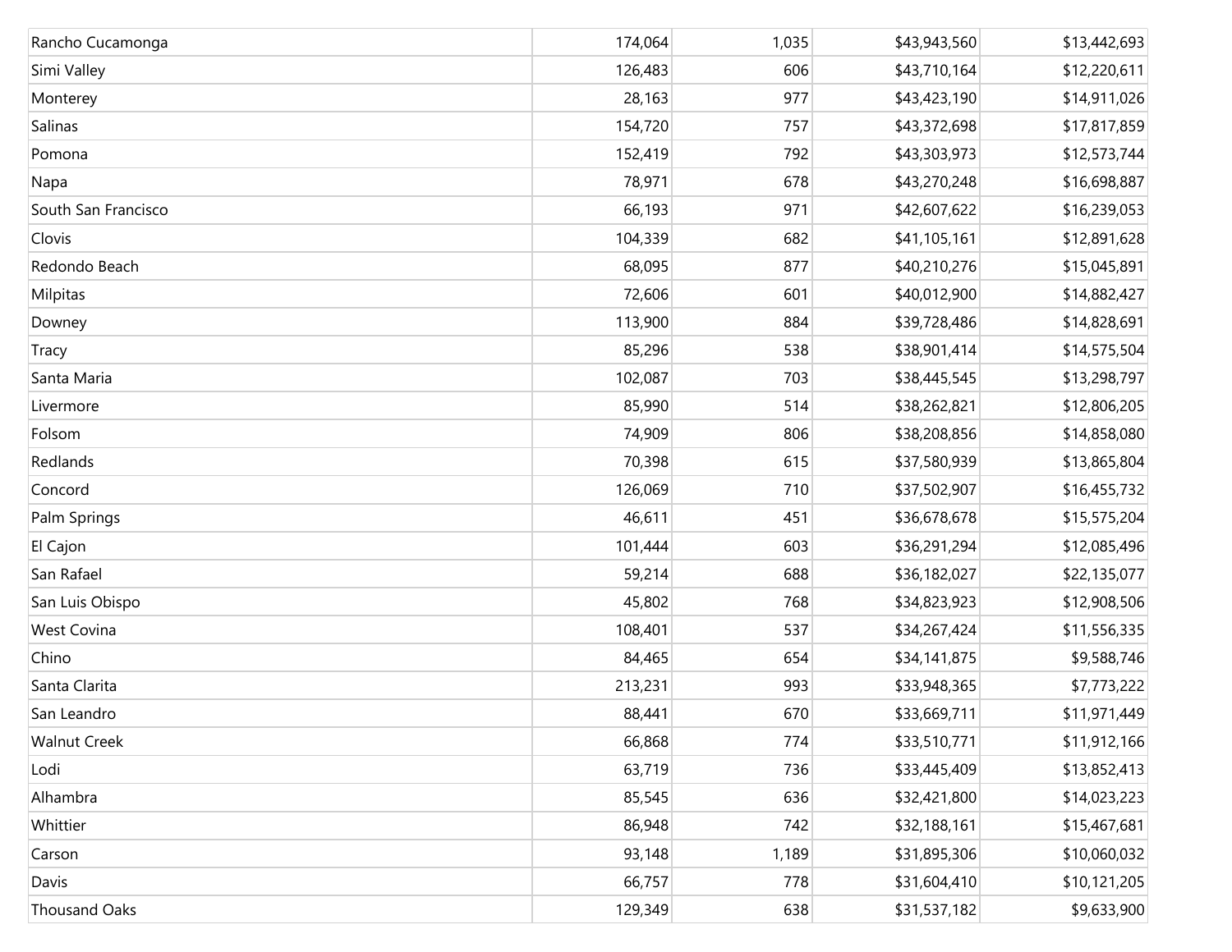| | | | | |
|---|---|---|---|---|
| Rancho Cucamonga | 174,064 | 1,035 | $43,943,560 | $13,442,693 |
| Simi Valley | 126,483 | 606 | $43,710,164 | $12,220,611 |
| Monterey | 28,163 | 977 | $43,423,190 | $14,911,026 |
| Salinas | 154,720 | 757 | $43,372,698 | $17,817,859 |
| Pomona | 152,419 | 792 | $43,303,973 | $12,573,744 |
| Napa | 78,971 | 678 | $43,270,248 | $16,698,887 |
| South San Francisco | 66,193 | 971 | $42,607,622 | $16,239,053 |
| Clovis | 104,339 | 682 | $41,105,161 | $12,891,628 |
| Redondo Beach | 68,095 | 877 | $40,210,276 | $15,045,891 |
| Milpitas | 72,606 | 601 | $40,012,900 | $14,882,427 |
| Downey | 113,900 | 884 | $39,728,486 | $14,828,691 |
| Tracy | 85,296 | 538 | $38,901,414 | $14,575,504 |
| Santa Maria | 102,087 | 703 | $38,445,545 | $13,298,797 |
| Livermore | 85,990 | 514 | $38,262,821 | $12,806,205 |
| Folsom | 74,909 | 806 | $38,208,856 | $14,858,080 |
| Redlands | 70,398 | 615 | $37,580,939 | $13,865,804 |
| Concord | 126,069 | 710 | $37,502,907 | $16,455,732 |
| Palm Springs | 46,611 | 451 | $36,678,678 | $15,575,204 |
| El Cajon | 101,444 | 603 | $36,291,294 | $12,085,496 |
| San Rafael | 59,214 | 688 | $36,182,027 | $22,135,077 |
| San Luis Obispo | 45,802 | 768 | $34,823,923 | $12,908,506 |
| West Covina | 108,401 | 537 | $34,267,424 | $11,556,335 |
| Chino | 84,465 | 654 | $34,141,875 | $9,588,746 |
| Santa Clarita | 213,231 | 993 | $33,948,365 | $7,773,222 |
| San Leandro | 88,441 | 670 | $33,669,711 | $11,971,449 |
| Walnut Creek | 66,868 | 774 | $33,510,771 | $11,912,166 |
| Lodi | 63,719 | 736 | $33,445,409 | $13,852,413 |
| Alhambra | 85,545 | 636 | $32,421,800 | $14,023,223 |
| Whittier | 86,948 | 742 | $32,188,161 | $15,467,681 |
| Carson | 93,148 | 1,189 | $31,895,306 | $10,060,032 |
| Davis | 66,757 | 778 | $31,604,410 | $10,121,205 |
| Thousand Oaks | 129,349 | 638 | $31,537,182 | $9,633,900 |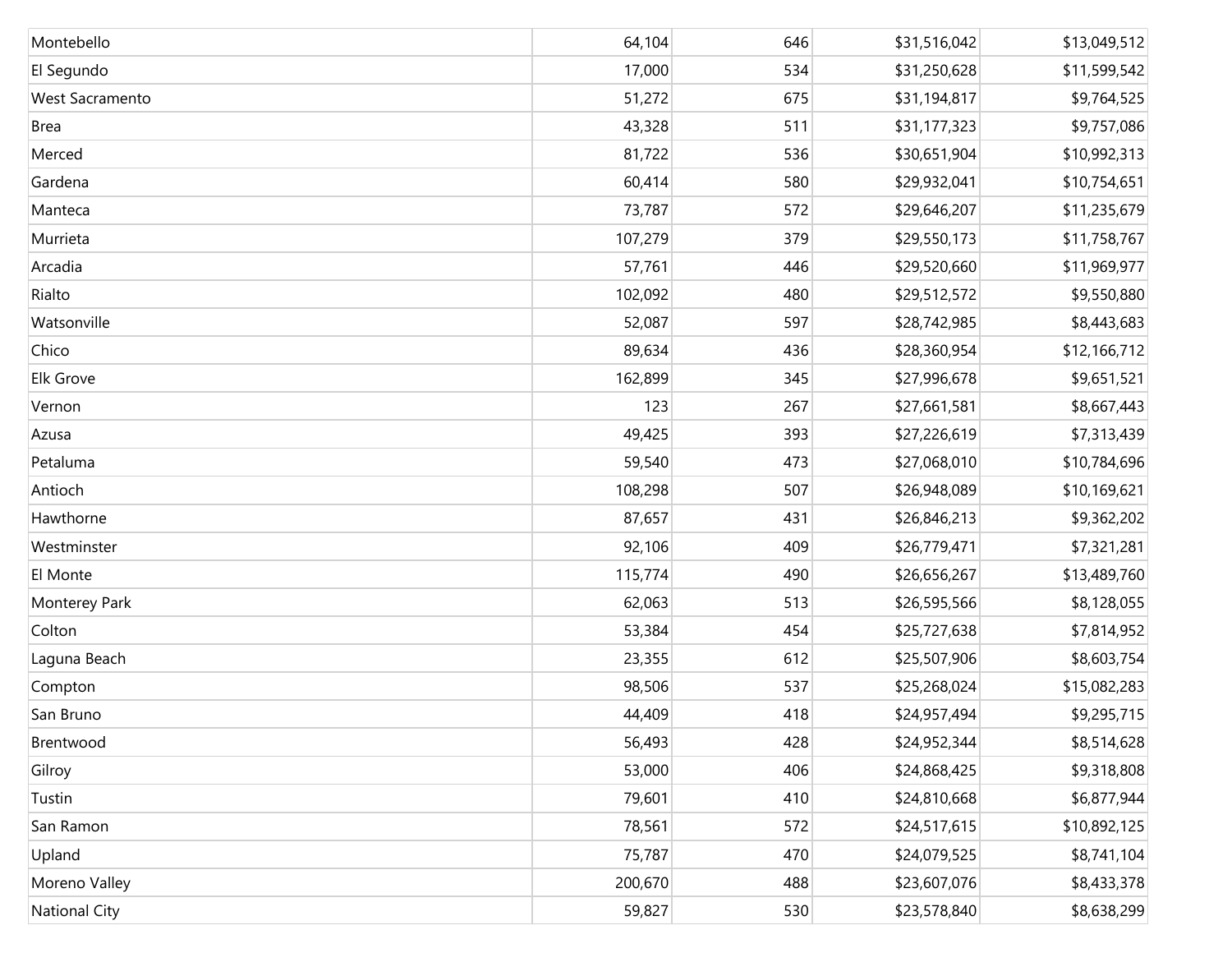| | | | | |
|---|---|---|---|---|
| Montebello | 64,104 | 646 | $31,516,042 | $13,049,512 |
| El Segundo | 17,000 | 534 | $31,250,628 | $11,599,542 |
| West Sacramento | 51,272 | 675 | $31,194,817 | $9,764,525 |
| Brea | 43,328 | 511 | $31,177,323 | $9,757,086 |
| Merced | 81,722 | 536 | $30,651,904 | $10,992,313 |
| Gardena | 60,414 | 580 | $29,932,041 | $10,754,651 |
| Manteca | 73,787 | 572 | $29,646,207 | $11,235,679 |
| Murrieta | 107,279 | 379 | $29,550,173 | $11,758,767 |
| Arcadia | 57,761 | 446 | $29,520,660 | $11,969,977 |
| Rialto | 102,092 | 480 | $29,512,572 | $9,550,880 |
| Watsonville | 52,087 | 597 | $28,742,985 | $8,443,683 |
| Chico | 89,634 | 436 | $28,360,954 | $12,166,712 |
| Elk Grove | 162,899 | 345 | $27,996,678 | $9,651,521 |
| Vernon | 123 | 267 | $27,661,581 | $8,667,443 |
| Azusa | 49,425 | 393 | $27,226,619 | $7,313,439 |
| Petaluma | 59,540 | 473 | $27,068,010 | $10,784,696 |
| Antioch | 108,298 | 507 | $26,948,089 | $10,169,621 |
| Hawthorne | 87,657 | 431 | $26,846,213 | $9,362,202 |
| Westminster | 92,106 | 409 | $26,779,471 | $7,321,281 |
| El Monte | 115,774 | 490 | $26,656,267 | $13,489,760 |
| Monterey Park | 62,063 | 513 | $26,595,566 | $8,128,055 |
| Colton | 53,384 | 454 | $25,727,638 | $7,814,952 |
| Laguna Beach | 23,355 | 612 | $25,507,906 | $8,603,754 |
| Compton | 98,506 | 537 | $25,268,024 | $15,082,283 |
| San Bruno | 44,409 | 418 | $24,957,494 | $9,295,715 |
| Brentwood | 56,493 | 428 | $24,952,344 | $8,514,628 |
| Gilroy | 53,000 | 406 | $24,868,425 | $9,318,808 |
| Tustin | 79,601 | 410 | $24,810,668 | $6,877,944 |
| San Ramon | 78,561 | 572 | $24,517,615 | $10,892,125 |
| Upland | 75,787 | 470 | $24,079,525 | $8,741,104 |
| Moreno Valley | 200,670 | 488 | $23,607,076 | $8,433,378 |
| National City | 59,827 | 530 | $23,578,840 | $8,638,299 |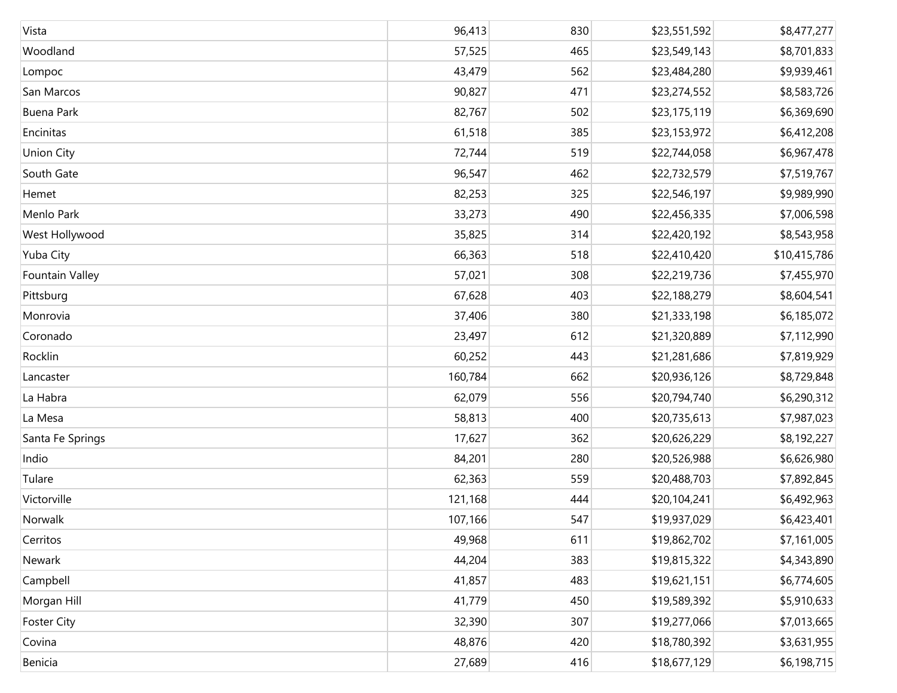| Vista | 96,413 | 830 | $23,551,592 | $8,477,277 |
|---|---|---|---|---|
| Woodland | 57,525 | 465 | $23,549,143 | $8,701,833 |
| Lompoc | 43,479 | 562 | $23,484,280 | $9,939,461 |
| San Marcos | 90,827 | 471 | $23,274,552 | $8,583,726 |
| Buena Park | 82,767 | 502 | $23,175,119 | $6,369,690 |
| Encinitas | 61,518 | 385 | $23,153,972 | $6,412,208 |
| Union City | 72,744 | 519 | $22,744,058 | $6,967,478 |
| South Gate | 96,547 | 462 | $22,732,579 | $7,519,767 |
| Hemet | 82,253 | 325 | $22,546,197 | $9,989,990 |
| Menlo Park | 33,273 | 490 | $22,456,335 | $7,006,598 |
| West Hollywood | 35,825 | 314 | $22,420,192 | $8,543,958 |
| Yuba City | 66,363 | 518 | $22,410,420 | $10,415,786 |
| Fountain Valley | 57,021 | 308 | $22,219,736 | $7,455,970 |
| Pittsburg | 67,628 | 403 | $22,188,279 | $8,604,541 |
| Monrovia | 37,406 | 380 | $21,333,198 | $6,185,072 |
| Coronado | 23,497 | 612 | $21,320,889 | $7,112,990 |
| Rocklin | 60,252 | 443 | $21,281,686 | $7,819,929 |
| Lancaster | 160,784 | 662 | $20,936,126 | $8,729,848 |
| La Habra | 62,079 | 556 | $20,794,740 | $6,290,312 |
| La Mesa | 58,813 | 400 | $20,735,613 | $7,987,023 |
| Santa Fe Springs | 17,627 | 362 | $20,626,229 | $8,192,227 |
| Indio | 84,201 | 280 | $20,526,988 | $6,626,980 |
| Tulare | 62,363 | 559 | $20,488,703 | $7,892,845 |
| Victorville | 121,168 | 444 | $20,104,241 | $6,492,963 |
| Norwalk | 107,166 | 547 | $19,937,029 | $6,423,401 |
| Cerritos | 49,968 | 611 | $19,862,702 | $7,161,005 |
| Newark | 44,204 | 383 | $19,815,322 | $4,343,890 |
| Campbell | 41,857 | 483 | $19,621,151 | $6,774,605 |
| Morgan Hill | 41,779 | 450 | $19,589,392 | $5,910,633 |
| Foster City | 32,390 | 307 | $19,277,066 | $7,013,665 |
| Covina | 48,876 | 420 | $18,780,392 | $3,631,955 |
| Benicia | 27,689 | 416 | $18,677,129 | $6,198,715 |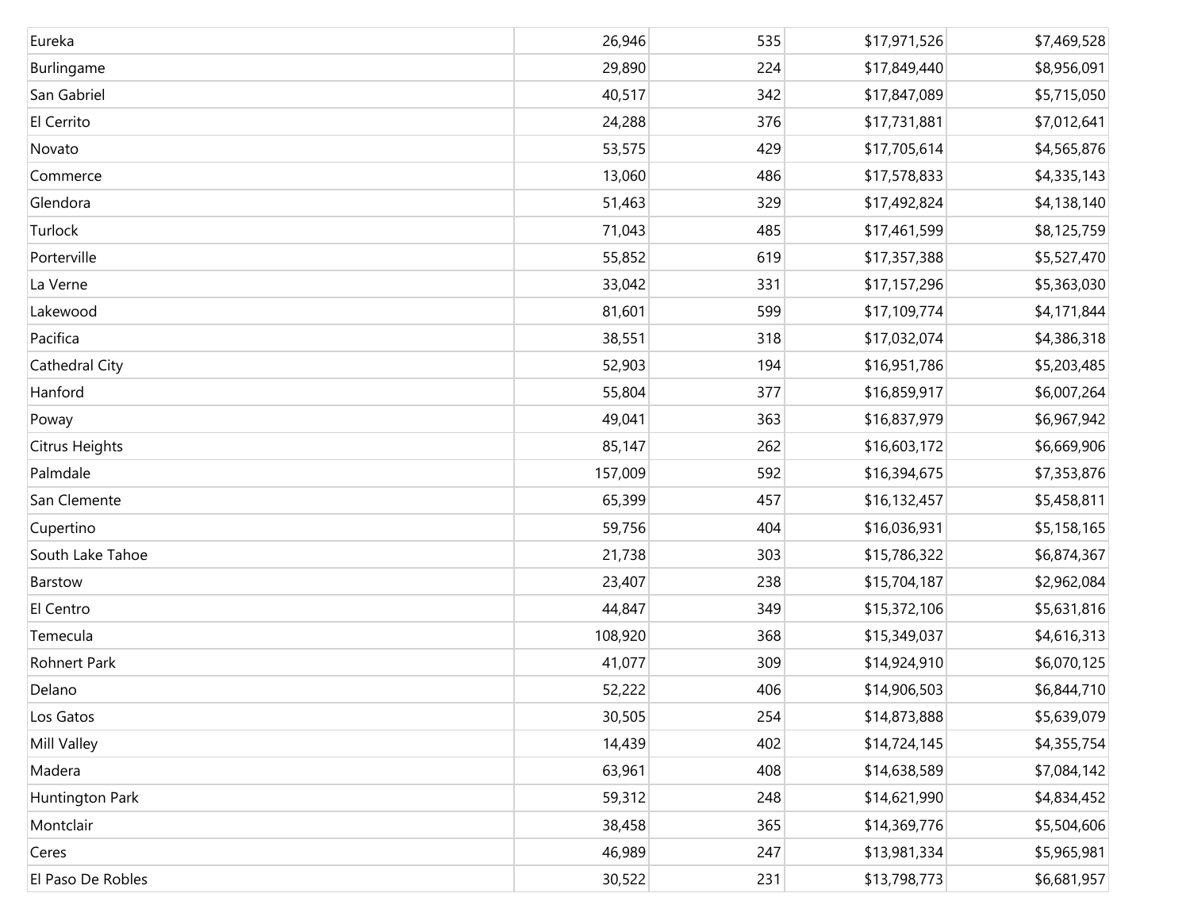| | | | | |
|---|---|---|---|---|
| Eureka | 26,946 | 535 | $17,971,526 | $7,469,528 |
| Burlingame | 29,890 | 224 | $17,849,440 | $8,956,091 |
| San Gabriel | 40,517 | 342 | $17,847,089 | $5,715,050 |
| El Cerrito | 24,288 | 376 | $17,731,881 | $7,012,641 |
| Novato | 53,575 | 429 | $17,705,614 | $4,565,876 |
| Commerce | 13,060 | 486 | $17,578,833 | $4,335,143 |
| Glendora | 51,463 | 329 | $17,492,824 | $4,138,140 |
| Turlock | 71,043 | 485 | $17,461,599 | $8,125,759 |
| Porterville | 55,852 | 619 | $17,357,388 | $5,527,470 |
| La Verne | 33,042 | 331 | $17,157,296 | $5,363,030 |
| Lakewood | 81,601 | 599 | $17,109,774 | $4,171,844 |
| Pacifica | 38,551 | 318 | $17,032,074 | $4,386,318 |
| Cathedral City | 52,903 | 194 | $16,951,786 | $5,203,485 |
| Hanford | 55,804 | 377 | $16,859,917 | $6,007,264 |
| Poway | 49,041 | 363 | $16,837,979 | $6,967,942 |
| Citrus Heights | 85,147 | 262 | $16,603,172 | $6,669,906 |
| Palmdale | 157,009 | 592 | $16,394,675 | $7,353,876 |
| San Clemente | 65,399 | 457 | $16,132,457 | $5,458,811 |
| Cupertino | 59,756 | 404 | $16,036,931 | $5,158,165 |
| South Lake Tahoe | 21,738 | 303 | $15,786,322 | $6,874,367 |
| Barstow | 23,407 | 238 | $15,704,187 | $2,962,084 |
| El Centro | 44,847 | 349 | $15,372,106 | $5,631,816 |
| Temecula | 108,920 | 368 | $15,349,037 | $4,616,313 |
| Rohnert Park | 41,077 | 309 | $14,924,910 | $6,070,125 |
| Delano | 52,222 | 406 | $14,906,503 | $6,844,710 |
| Los Gatos | 30,505 | 254 | $14,873,888 | $5,639,079 |
| Mill Valley | 14,439 | 402 | $14,724,145 | $4,355,754 |
| Madera | 63,961 | 408 | $14,638,589 | $7,084,142 |
| Huntington Park | 59,312 | 248 | $14,621,990 | $4,834,452 |
| Montclair | 38,458 | 365 | $14,369,776 | $5,504,606 |
| Ceres | 46,989 | 247 | $13,981,334 | $5,965,981 |
| El Paso De Robles | 30,522 | 231 | $13,798,773 | $6,681,957 |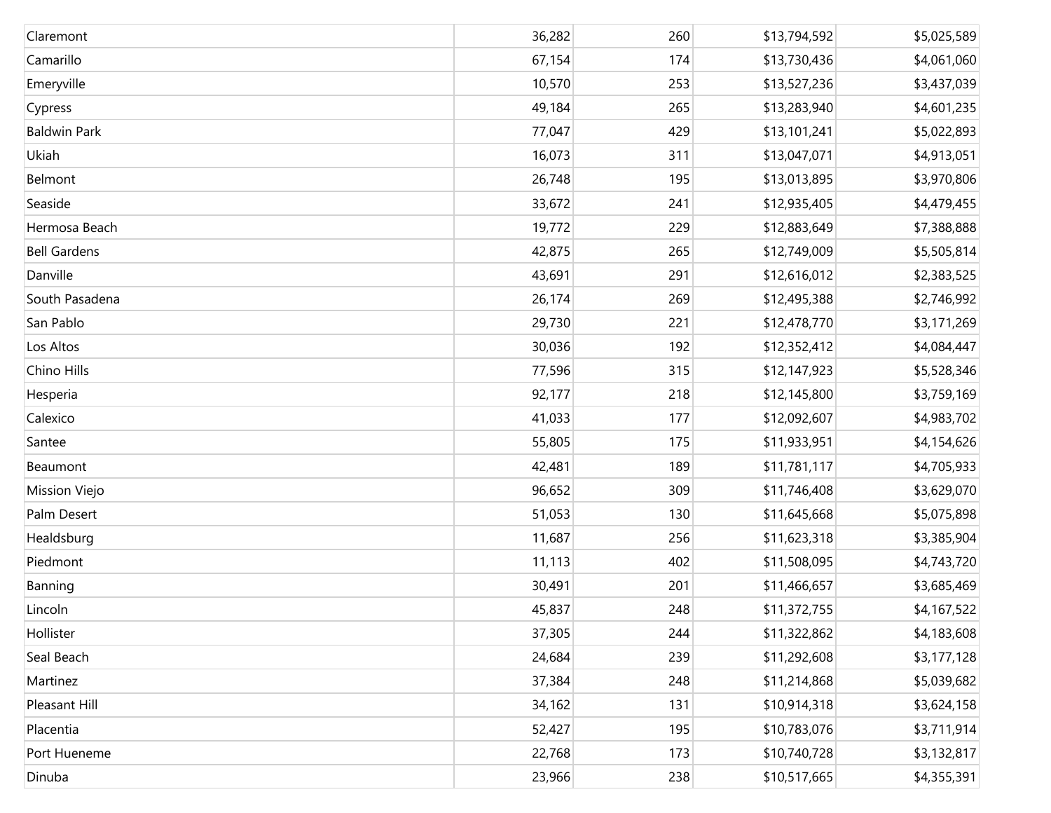| | | | | |
|---|---|---|---|---|
| Claremont | 36,282 | 260 | $13,794,592 | $5,025,589 |
| Camarillo | 67,154 | 174 | $13,730,436 | $4,061,060 |
| Emeryville | 10,570 | 253 | $13,527,236 | $3,437,039 |
| Cypress | 49,184 | 265 | $13,283,940 | $4,601,235 |
| Baldwin Park | 77,047 | 429 | $13,101,241 | $5,022,893 |
| Ukiah | 16,073 | 311 | $13,047,071 | $4,913,051 |
| Belmont | 26,748 | 195 | $13,013,895 | $3,970,806 |
| Seaside | 33,672 | 241 | $12,935,405 | $4,479,455 |
| Hermosa Beach | 19,772 | 229 | $12,883,649 | $7,388,888 |
| Bell Gardens | 42,875 | 265 | $12,749,009 | $5,505,814 |
| Danville | 43,691 | 291 | $12,616,012 | $2,383,525 |
| South Pasadena | 26,174 | 269 | $12,495,388 | $2,746,992 |
| San Pablo | 29,730 | 221 | $12,478,770 | $3,171,269 |
| Los Altos | 30,036 | 192 | $12,352,412 | $4,084,447 |
| Chino Hills | 77,596 | 315 | $12,147,923 | $5,528,346 |
| Hesperia | 92,177 | 218 | $12,145,800 | $3,759,169 |
| Calexico | 41,033 | 177 | $12,092,607 | $4,983,702 |
| Santee | 55,805 | 175 | $11,933,951 | $4,154,626 |
| Beaumont | 42,481 | 189 | $11,781,117 | $4,705,933 |
| Mission Viejo | 96,652 | 309 | $11,746,408 | $3,629,070 |
| Palm Desert | 51,053 | 130 | $11,645,668 | $5,075,898 |
| Healdsburg | 11,687 | 256 | $11,623,318 | $3,385,904 |
| Piedmont | 11,113 | 402 | $11,508,095 | $4,743,720 |
| Banning | 30,491 | 201 | $11,466,657 | $3,685,469 |
| Lincoln | 45,837 | 248 | $11,372,755 | $4,167,522 |
| Hollister | 37,305 | 244 | $11,322,862 | $4,183,608 |
| Seal Beach | 24,684 | 239 | $11,292,608 | $3,177,128 |
| Martinez | 37,384 | 248 | $11,214,868 | $5,039,682 |
| Pleasant Hill | 34,162 | 131 | $10,914,318 | $3,624,158 |
| Placentia | 52,427 | 195 | $10,783,076 | $3,711,914 |
| Port Hueneme | 22,768 | 173 | $10,740,728 | $3,132,817 |
| Dinuba | 23,966 | 238 | $10,517,665 | $4,355,391 |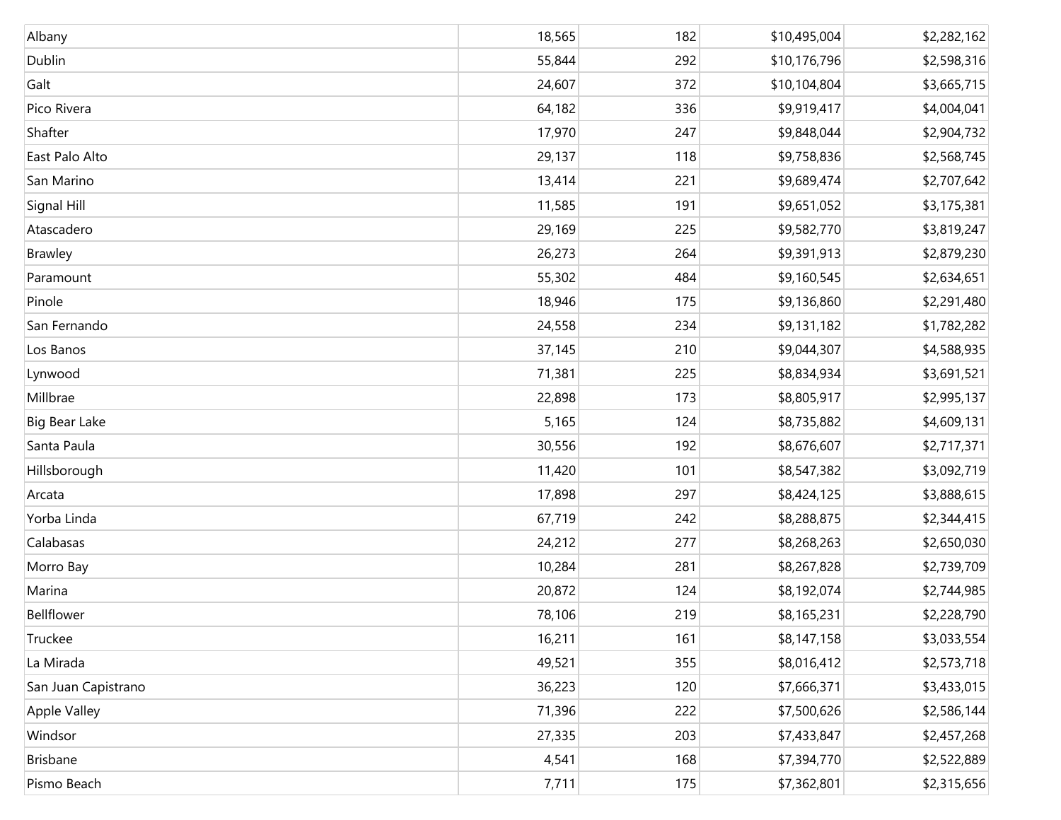| | | | | |
|---|---|---|---|---|
| Albany | 18,565 | 182 | $10,495,004 | $2,282,162 |
| Dublin | 55,844 | 292 | $10,176,796 | $2,598,316 |
| Galt | 24,607 | 372 | $10,104,804 | $3,665,715 |
| Pico Rivera | 64,182 | 336 | $9,919,417 | $4,004,041 |
| Shafter | 17,970 | 247 | $9,848,044 | $2,904,732 |
| East Palo Alto | 29,137 | 118 | $9,758,836 | $2,568,745 |
| San Marino | 13,414 | 221 | $9,689,474 | $2,707,642 |
| Signal Hill | 11,585 | 191 | $9,651,052 | $3,175,381 |
| Atascadero | 29,169 | 225 | $9,582,770 | $3,819,247 |
| Brawley | 26,273 | 264 | $9,391,913 | $2,879,230 |
| Paramount | 55,302 | 484 | $9,160,545 | $2,634,651 |
| Pinole | 18,946 | 175 | $9,136,860 | $2,291,480 |
| San Fernando | 24,558 | 234 | $9,131,182 | $1,782,282 |
| Los Banos | 37,145 | 210 | $9,044,307 | $4,588,935 |
| Lynwood | 71,381 | 225 | $8,834,934 | $3,691,521 |
| Millbrae | 22,898 | 173 | $8,805,917 | $2,995,137 |
| Big Bear Lake | 5,165 | 124 | $8,735,882 | $4,609,131 |
| Santa Paula | 30,556 | 192 | $8,676,607 | $2,717,371 |
| Hillsborough | 11,420 | 101 | $8,547,382 | $3,092,719 |
| Arcata | 17,898 | 297 | $8,424,125 | $3,888,615 |
| Yorba Linda | 67,719 | 242 | $8,288,875 | $2,344,415 |
| Calabasas | 24,212 | 277 | $8,268,263 | $2,650,030 |
| Morro Bay | 10,284 | 281 | $8,267,828 | $2,739,709 |
| Marina | 20,872 | 124 | $8,192,074 | $2,744,985 |
| Bellflower | 78,106 | 219 | $8,165,231 | $2,228,790 |
| Truckee | 16,211 | 161 | $8,147,158 | $3,033,554 |
| La Mirada | 49,521 | 355 | $8,016,412 | $2,573,718 |
| San Juan Capistrano | 36,223 | 120 | $7,666,371 | $3,433,015 |
| Apple Valley | 71,396 | 222 | $7,500,626 | $2,586,144 |
| Windsor | 27,335 | 203 | $7,433,847 | $2,457,268 |
| Brisbane | 4,541 | 168 | $7,394,770 | $2,522,889 |
| Pismo Beach | 7,711 | 175 | $7,362,801 | $2,315,656 |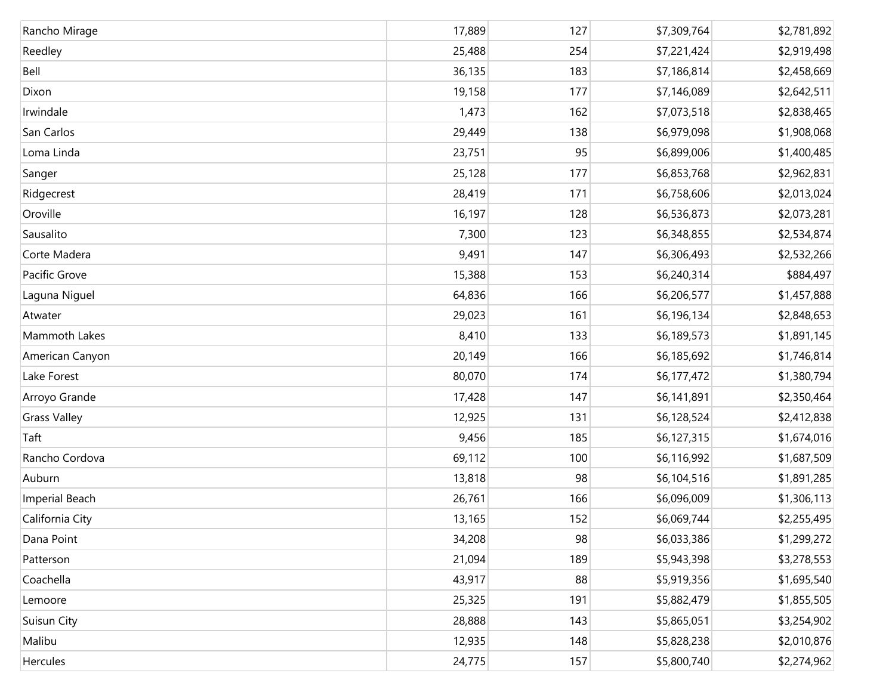| | | | | |
|---|---|---|---|---|
| Rancho Mirage | 17,889 | 127 | $7,309,764 | $2,781,892 |
| Reedley | 25,488 | 254 | $7,221,424 | $2,919,498 |
| Bell | 36,135 | 183 | $7,186,814 | $2,458,669 |
| Dixon | 19,158 | 177 | $7,146,089 | $2,642,511 |
| Irwindale | 1,473 | 162 | $7,073,518 | $2,838,465 |
| San Carlos | 29,449 | 138 | $6,979,098 | $1,908,068 |
| Loma Linda | 23,751 | 95 | $6,899,006 | $1,400,485 |
| Sanger | 25,128 | 177 | $6,853,768 | $2,962,831 |
| Ridgecrest | 28,419 | 171 | $6,758,606 | $2,013,024 |
| Oroville | 16,197 | 128 | $6,536,873 | $2,073,281 |
| Sausalito | 7,300 | 123 | $6,348,855 | $2,534,874 |
| Corte Madera | 9,491 | 147 | $6,306,493 | $2,532,266 |
| Pacific Grove | 15,388 | 153 | $6,240,314 | $884,497 |
| Laguna Niguel | 64,836 | 166 | $6,206,577 | $1,457,888 |
| Atwater | 29,023 | 161 | $6,196,134 | $2,848,653 |
| Mammoth Lakes | 8,410 | 133 | $6,189,573 | $1,891,145 |
| American Canyon | 20,149 | 166 | $6,185,692 | $1,746,814 |
| Lake Forest | 80,070 | 174 | $6,177,472 | $1,380,794 |
| Arroyo Grande | 17,428 | 147 | $6,141,891 | $2,350,464 |
| Grass Valley | 12,925 | 131 | $6,128,524 | $2,412,838 |
| Taft | 9,456 | 185 | $6,127,315 | $1,674,016 |
| Rancho Cordova | 69,112 | 100 | $6,116,992 | $1,687,509 |
| Auburn | 13,818 | 98 | $6,104,516 | $1,891,285 |
| Imperial Beach | 26,761 | 166 | $6,096,009 | $1,306,113 |
| California City | 13,165 | 152 | $6,069,744 | $2,255,495 |
| Dana Point | 34,208 | 98 | $6,033,386 | $1,299,272 |
| Patterson | 21,094 | 189 | $5,943,398 | $3,278,553 |
| Coachella | 43,917 | 88 | $5,919,356 | $1,695,540 |
| Lemoore | 25,325 | 191 | $5,882,479 | $1,855,505 |
| Suisun City | 28,888 | 143 | $5,865,051 | $3,254,902 |
| Malibu | 12,935 | 148 | $5,828,238 | $2,010,876 |
| Hercules | 24,775 | 157 | $5,800,740 | $2,274,962 |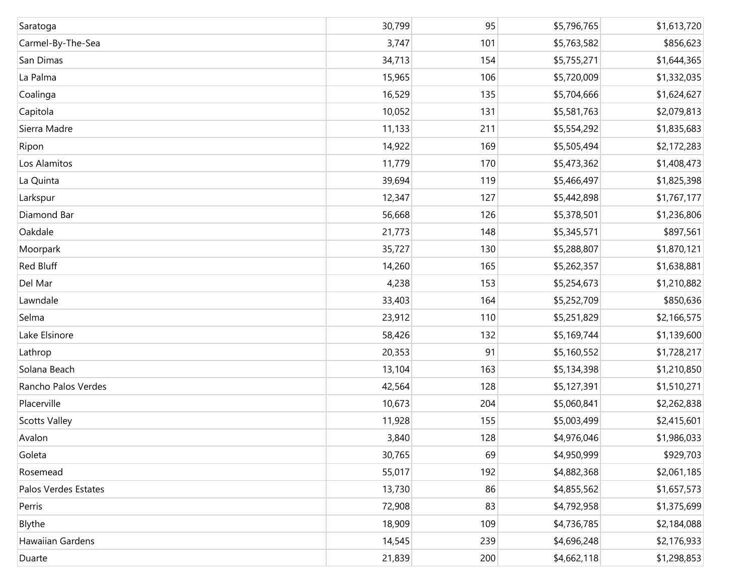| | | | | |
|---|---|---|---|---|
| Saratoga | 30,799 | 95 | $5,796,765 | $1,613,720 |
| Carmel-By-The-Sea | 3,747 | 101 | $5,763,582 | $856,623 |
| San Dimas | 34,713 | 154 | $5,755,271 | $1,644,365 |
| La Palma | 15,965 | 106 | $5,720,009 | $1,332,035 |
| Coalinga | 16,529 | 135 | $5,704,666 | $1,624,627 |
| Capitola | 10,052 | 131 | $5,581,763 | $2,079,813 |
| Sierra Madre | 11,133 | 211 | $5,554,292 | $1,835,683 |
| Ripon | 14,922 | 169 | $5,505,494 | $2,172,283 |
| Los Alamitos | 11,779 | 170 | $5,473,362 | $1,408,473 |
| La Quinta | 39,694 | 119 | $5,466,497 | $1,825,398 |
| Larkspur | 12,347 | 127 | $5,442,898 | $1,767,177 |
| Diamond Bar | 56,668 | 126 | $5,378,501 | $1,236,806 |
| Oakdale | 21,773 | 148 | $5,345,571 | $897,561 |
| Moorpark | 35,727 | 130 | $5,288,807 | $1,870,121 |
| Red Bluff | 14,260 | 165 | $5,262,357 | $1,638,881 |
| Del Mar | 4,238 | 153 | $5,254,673 | $1,210,882 |
| Lawndale | 33,403 | 164 | $5,252,709 | $850,636 |
| Selma | 23,912 | 110 | $5,251,829 | $2,166,575 |
| Lake Elsinore | 58,426 | 132 | $5,169,744 | $1,139,600 |
| Lathrop | 20,353 | 91 | $5,160,552 | $1,728,217 |
| Solana Beach | 13,104 | 163 | $5,134,398 | $1,210,850 |
| Rancho Palos Verdes | 42,564 | 128 | $5,127,391 | $1,510,271 |
| Placerville | 10,673 | 204 | $5,060,841 | $2,262,838 |
| Scotts Valley | 11,928 | 155 | $5,003,499 | $2,415,601 |
| Avalon | 3,840 | 128 | $4,976,046 | $1,986,033 |
| Goleta | 30,765 | 69 | $4,950,999 | $929,703 |
| Rosemead | 55,017 | 192 | $4,882,368 | $2,061,185 |
| Palos Verdes Estates | 13,730 | 86 | $4,855,562 | $1,657,573 |
| Perris | 72,908 | 83 | $4,792,958 | $1,375,699 |
| Blythe | 18,909 | 109 | $4,736,785 | $2,184,088 |
| Hawaiian Gardens | 14,545 | 239 | $4,696,248 | $2,176,933 |
| Duarte | 21,839 | 200 | $4,662,118 | $1,298,853 |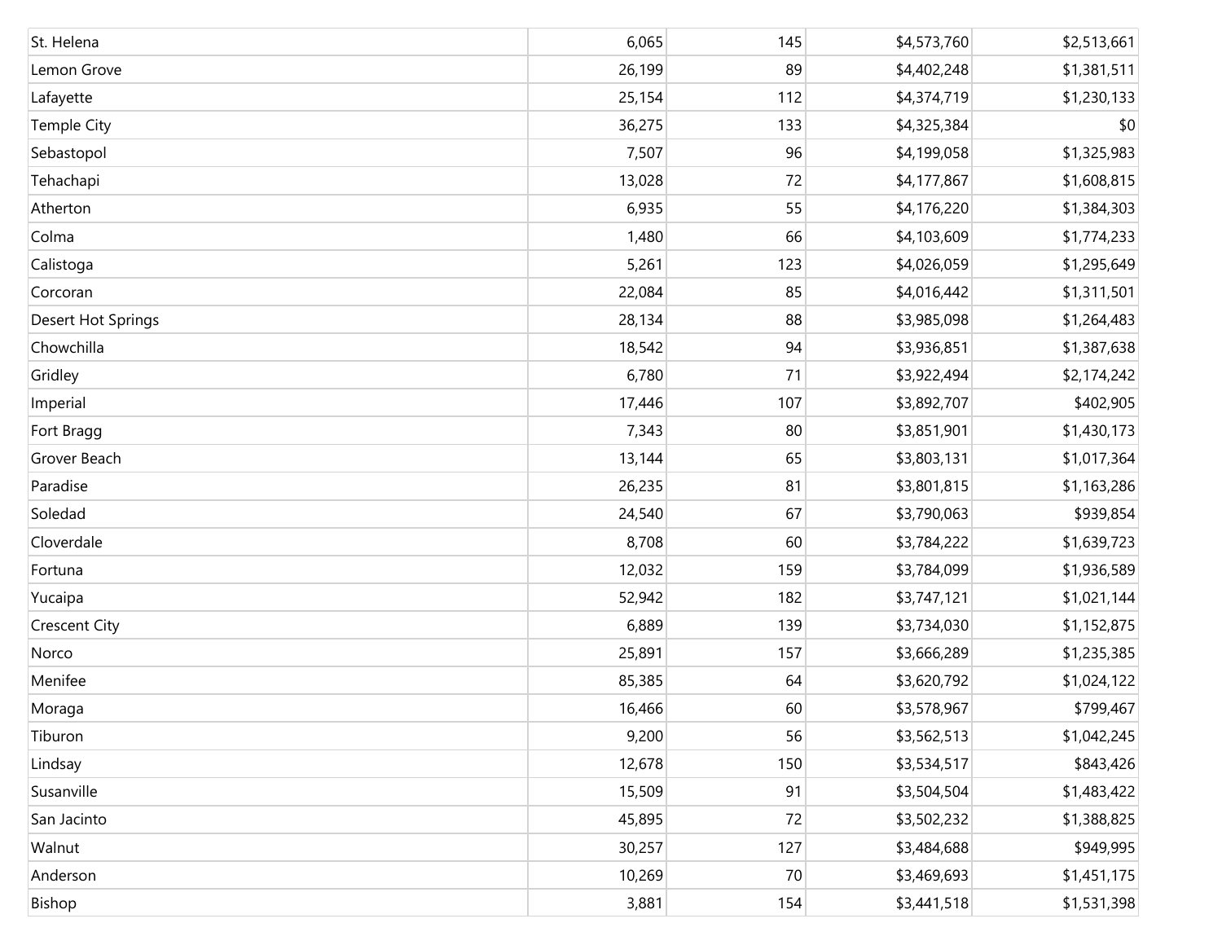| | | | | |
|---|---|---|---|---|
| St. Helena | 6,065 | 145 | $4,573,760 | $2,513,661 |
| Lemon Grove | 26,199 | 89 | $4,402,248 | $1,381,511 |
| Lafayette | 25,154 | 112 | $4,374,719 | $1,230,133 |
| Temple City | 36,275 | 133 | $4,325,384 | $0 |
| Sebastopol | 7,507 | 96 | $4,199,058 | $1,325,983 |
| Tehachapi | 13,028 | 72 | $4,177,867 | $1,608,815 |
| Atherton | 6,935 | 55 | $4,176,220 | $1,384,303 |
| Colma | 1,480 | 66 | $4,103,609 | $1,774,233 |
| Calistoga | 5,261 | 123 | $4,026,059 | $1,295,649 |
| Corcoran | 22,084 | 85 | $4,016,442 | $1,311,501 |
| Desert Hot Springs | 28,134 | 88 | $3,985,098 | $1,264,483 |
| Chowchilla | 18,542 | 94 | $3,936,851 | $1,387,638 |
| Gridley | 6,780 | 71 | $3,922,494 | $2,174,242 |
| Imperial | 17,446 | 107 | $3,892,707 | $402,905 |
| Fort Bragg | 7,343 | 80 | $3,851,901 | $1,430,173 |
| Grover Beach | 13,144 | 65 | $3,803,131 | $1,017,364 |
| Paradise | 26,235 | 81 | $3,801,815 | $1,163,286 |
| Soledad | 24,540 | 67 | $3,790,063 | $939,854 |
| Cloverdale | 8,708 | 60 | $3,784,222 | $1,639,723 |
| Fortuna | 12,032 | 159 | $3,784,099 | $1,936,589 |
| Yucaipa | 52,942 | 182 | $3,747,121 | $1,021,144 |
| Crescent City | 6,889 | 139 | $3,734,030 | $1,152,875 |
| Norco | 25,891 | 157 | $3,666,289 | $1,235,385 |
| Menifee | 85,385 | 64 | $3,620,792 | $1,024,122 |
| Moraga | 16,466 | 60 | $3,578,967 | $799,467 |
| Tiburon | 9,200 | 56 | $3,562,513 | $1,042,245 |
| Lindsay | 12,678 | 150 | $3,534,517 | $843,426 |
| Susanville | 15,509 | 91 | $3,504,504 | $1,483,422 |
| San Jacinto | 45,895 | 72 | $3,502,232 | $1,388,825 |
| Walnut | 30,257 | 127 | $3,484,688 | $949,995 |
| Anderson | 10,269 | 70 | $3,469,693 | $1,451,175 |
| Bishop | 3,881 | 154 | $3,441,518 | $1,531,398 |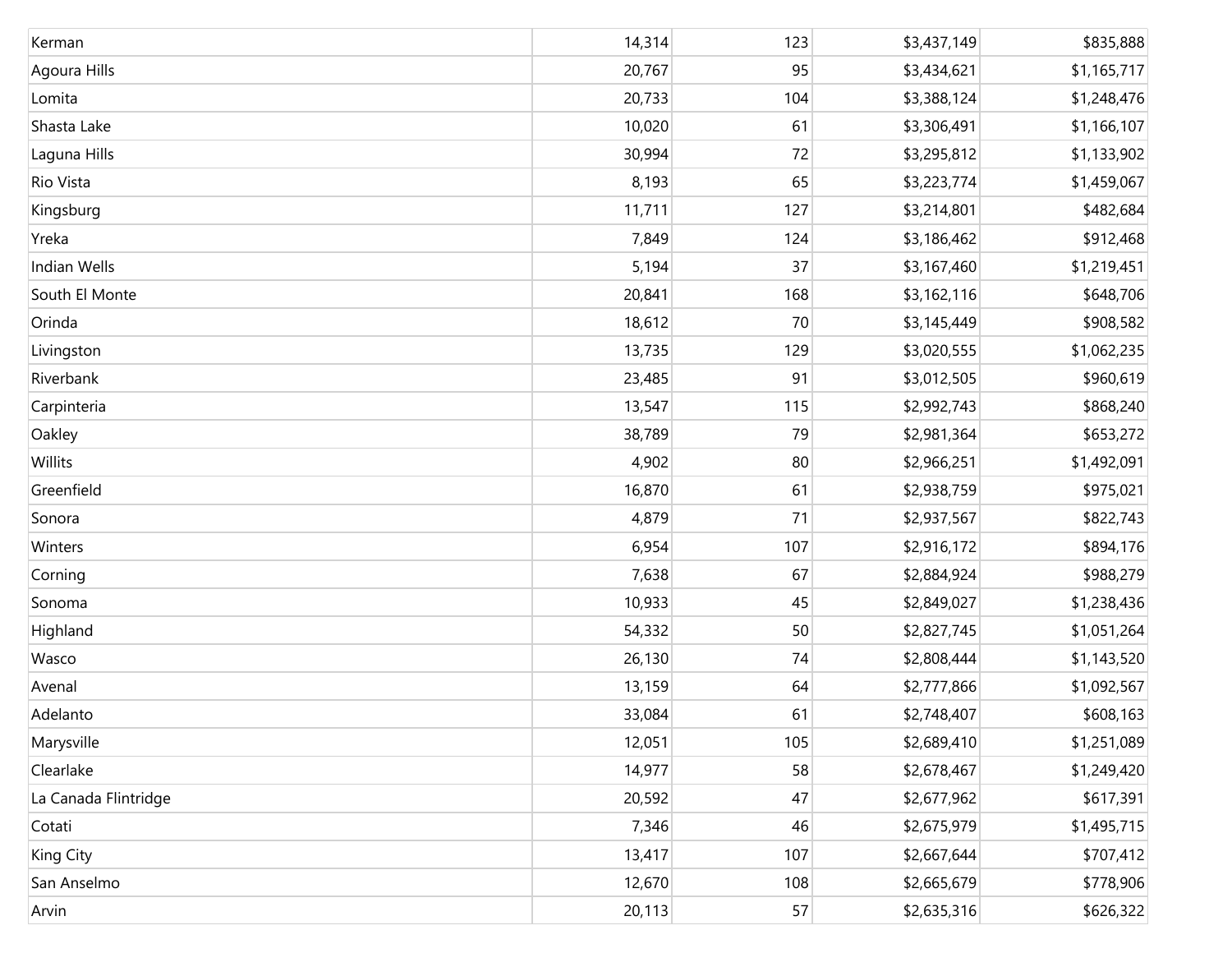| | | | | |
|---|---|---|---|---|
| Kerman | 14,314 | 123 | $3,437,149 | $835,888 |
| Agoura Hills | 20,767 | 95 | $3,434,621 | $1,165,717 |
| Lomita | 20,733 | 104 | $3,388,124 | $1,248,476 |
| Shasta Lake | 10,020 | 61 | $3,306,491 | $1,166,107 |
| Laguna Hills | 30,994 | 72 | $3,295,812 | $1,133,902 |
| Rio Vista | 8,193 | 65 | $3,223,774 | $1,459,067 |
| Kingsburg | 11,711 | 127 | $3,214,801 | $482,684 |
| Yreka | 7,849 | 124 | $3,186,462 | $912,468 |
| Indian Wells | 5,194 | 37 | $3,167,460 | $1,219,451 |
| South El Monte | 20,841 | 168 | $3,162,116 | $648,706 |
| Orinda | 18,612 | 70 | $3,145,449 | $908,582 |
| Livingston | 13,735 | 129 | $3,020,555 | $1,062,235 |
| Riverbank | 23,485 | 91 | $3,012,505 | $960,619 |
| Carpinteria | 13,547 | 115 | $2,992,743 | $868,240 |
| Oakley | 38,789 | 79 | $2,981,364 | $653,272 |
| Willits | 4,902 | 80 | $2,966,251 | $1,492,091 |
| Greenfield | 16,870 | 61 | $2,938,759 | $975,021 |
| Sonora | 4,879 | 71 | $2,937,567 | $822,743 |
| Winters | 6,954 | 107 | $2,916,172 | $894,176 |
| Corning | 7,638 | 67 | $2,884,924 | $988,279 |
| Sonoma | 10,933 | 45 | $2,849,027 | $1,238,436 |
| Highland | 54,332 | 50 | $2,827,745 | $1,051,264 |
| Wasco | 26,130 | 74 | $2,808,444 | $1,143,520 |
| Avenal | 13,159 | 64 | $2,777,866 | $1,092,567 |
| Adelanto | 33,084 | 61 | $2,748,407 | $608,163 |
| Marysville | 12,051 | 105 | $2,689,410 | $1,251,089 |
| Clearlake | 14,977 | 58 | $2,678,467 | $1,249,420 |
| La Canada Flintridge | 20,592 | 47 | $2,677,962 | $617,391 |
| Cotati | 7,346 | 46 | $2,675,979 | $1,495,715 |
| King City | 13,417 | 107 | $2,667,644 | $707,412 |
| San Anselmo | 12,670 | 108 | $2,665,679 | $778,906 |
| Arvin | 20,113 | 57 | $2,635,316 | $626,322 |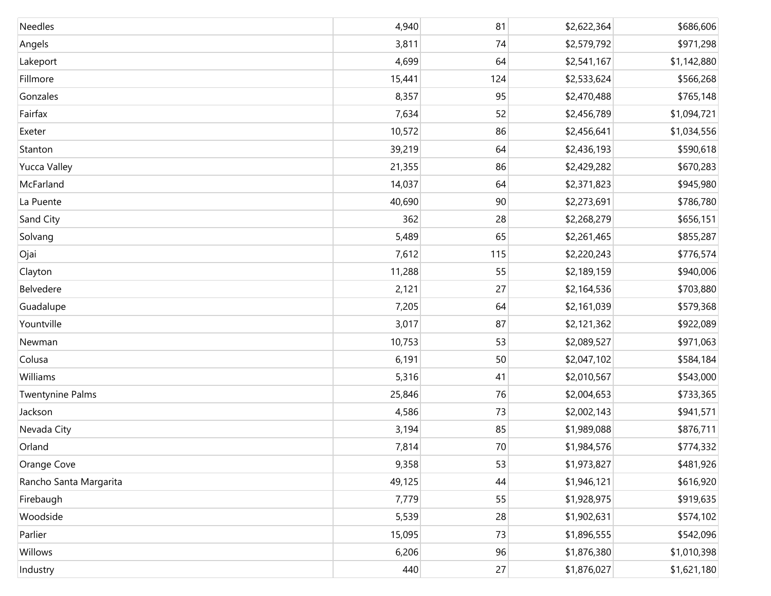| | | | | |
|---|---|---|---|---|
| Needles | 4,940 | 81 | $2,622,364 | $686,606 |
| Angels | 3,811 | 74 | $2,579,792 | $971,298 |
| Lakeport | 4,699 | 64 | $2,541,167 | $1,142,880 |
| Fillmore | 15,441 | 124 | $2,533,624 | $566,268 |
| Gonzales | 8,357 | 95 | $2,470,488 | $765,148 |
| Fairfax | 7,634 | 52 | $2,456,789 | $1,094,721 |
| Exeter | 10,572 | 86 | $2,456,641 | $1,034,556 |
| Stanton | 39,219 | 64 | $2,436,193 | $590,618 |
| Yucca Valley | 21,355 | 86 | $2,429,282 | $670,283 |
| McFarland | 14,037 | 64 | $2,371,823 | $945,980 |
| La Puente | 40,690 | 90 | $2,273,691 | $786,780 |
| Sand City | 362 | 28 | $2,268,279 | $656,151 |
| Solvang | 5,489 | 65 | $2,261,465 | $855,287 |
| Ojai | 7,612 | 115 | $2,220,243 | $776,574 |
| Clayton | 11,288 | 55 | $2,189,159 | $940,006 |
| Belvedere | 2,121 | 27 | $2,164,536 | $703,880 |
| Guadalupe | 7,205 | 64 | $2,161,039 | $579,368 |
| Yountville | 3,017 | 87 | $2,121,362 | $922,089 |
| Newman | 10,753 | 53 | $2,089,527 | $971,063 |
| Colusa | 6,191 | 50 | $2,047,102 | $584,184 |
| Williams | 5,316 | 41 | $2,010,567 | $543,000 |
| Twentynine Palms | 25,846 | 76 | $2,004,653 | $733,365 |
| Jackson | 4,586 | 73 | $2,002,143 | $941,571 |
| Nevada City | 3,194 | 85 | $1,989,088 | $876,711 |
| Orland | 7,814 | 70 | $1,984,576 | $774,332 |
| Orange Cove | 9,358 | 53 | $1,973,827 | $481,926 |
| Rancho Santa Margarita | 49,125 | 44 | $1,946,121 | $616,920 |
| Firebaugh | 7,779 | 55 | $1,928,975 | $919,635 |
| Woodside | 5,539 | 28 | $1,902,631 | $574,102 |
| Parlier | 15,095 | 73 | $1,896,555 | $542,096 |
| Willows | 6,206 | 96 | $1,876,380 | $1,010,398 |
| Industry | 440 | 27 | $1,876,027 | $1,621,180 |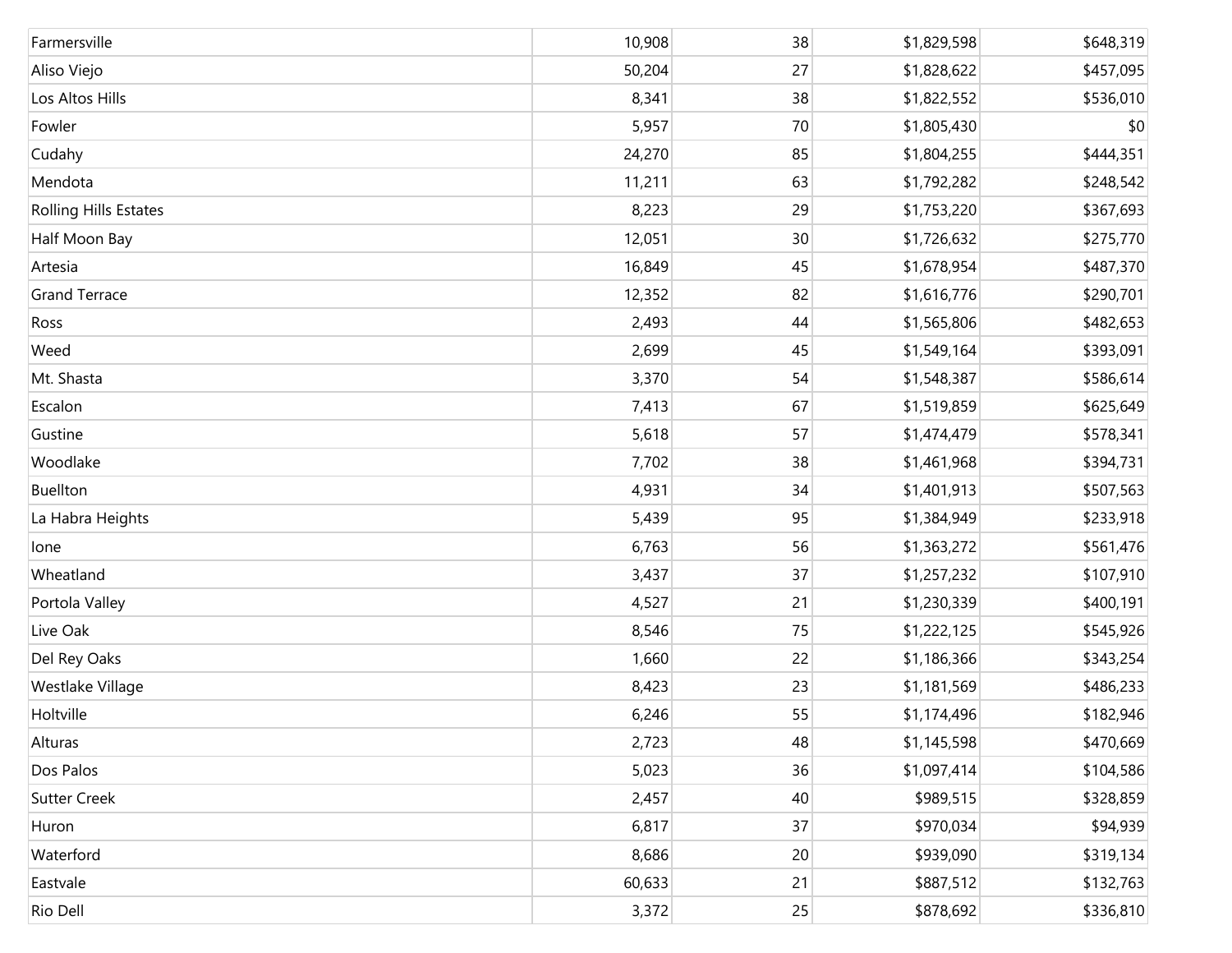| | | | | |
|---|---|---|---|---|
| Farmersville | 10,908 | 38 | $1,829,598 | $648,319 |
| Aliso Viejo | 50,204 | 27 | $1,828,622 | $457,095 |
| Los Altos Hills | 8,341 | 38 | $1,822,552 | $536,010 |
| Fowler | 5,957 | 70 | $1,805,430 | $0 |
| Cudahy | 24,270 | 85 | $1,804,255 | $444,351 |
| Mendota | 11,211 | 63 | $1,792,282 | $248,542 |
| Rolling Hills Estates | 8,223 | 29 | $1,753,220 | $367,693 |
| Half Moon Bay | 12,051 | 30 | $1,726,632 | $275,770 |
| Artesia | 16,849 | 45 | $1,678,954 | $487,370 |
| Grand Terrace | 12,352 | 82 | $1,616,776 | $290,701 |
| Ross | 2,493 | 44 | $1,565,806 | $482,653 |
| Weed | 2,699 | 45 | $1,549,164 | $393,091 |
| Mt. Shasta | 3,370 | 54 | $1,548,387 | $586,614 |
| Escalon | 7,413 | 67 | $1,519,859 | $625,649 |
| Gustine | 5,618 | 57 | $1,474,479 | $578,341 |
| Woodlake | 7,702 | 38 | $1,461,968 | $394,731 |
| Buellton | 4,931 | 34 | $1,401,913 | $507,563 |
| La Habra Heights | 5,439 | 95 | $1,384,949 | $233,918 |
| Ione | 6,763 | 56 | $1,363,272 | $561,476 |
| Wheatland | 3,437 | 37 | $1,257,232 | $107,910 |
| Portola Valley | 4,527 | 21 | $1,230,339 | $400,191 |
| Live Oak | 8,546 | 75 | $1,222,125 | $545,926 |
| Del Rey Oaks | 1,660 | 22 | $1,186,366 | $343,254 |
| Westlake Village | 8,423 | 23 | $1,181,569 | $486,233 |
| Holtville | 6,246 | 55 | $1,174,496 | $182,946 |
| Alturas | 2,723 | 48 | $1,145,598 | $470,669 |
| Dos Palos | 5,023 | 36 | $1,097,414 | $104,586 |
| Sutter Creek | 2,457 | 40 | $989,515 | $328,859 |
| Huron | 6,817 | 37 | $970,034 | $94,939 |
| Waterford | 8,686 | 20 | $939,090 | $319,134 |
| Eastvale | 60,633 | 21 | $887,512 | $132,763 |
| Rio Dell | 3,372 | 25 | $878,692 | $336,810 |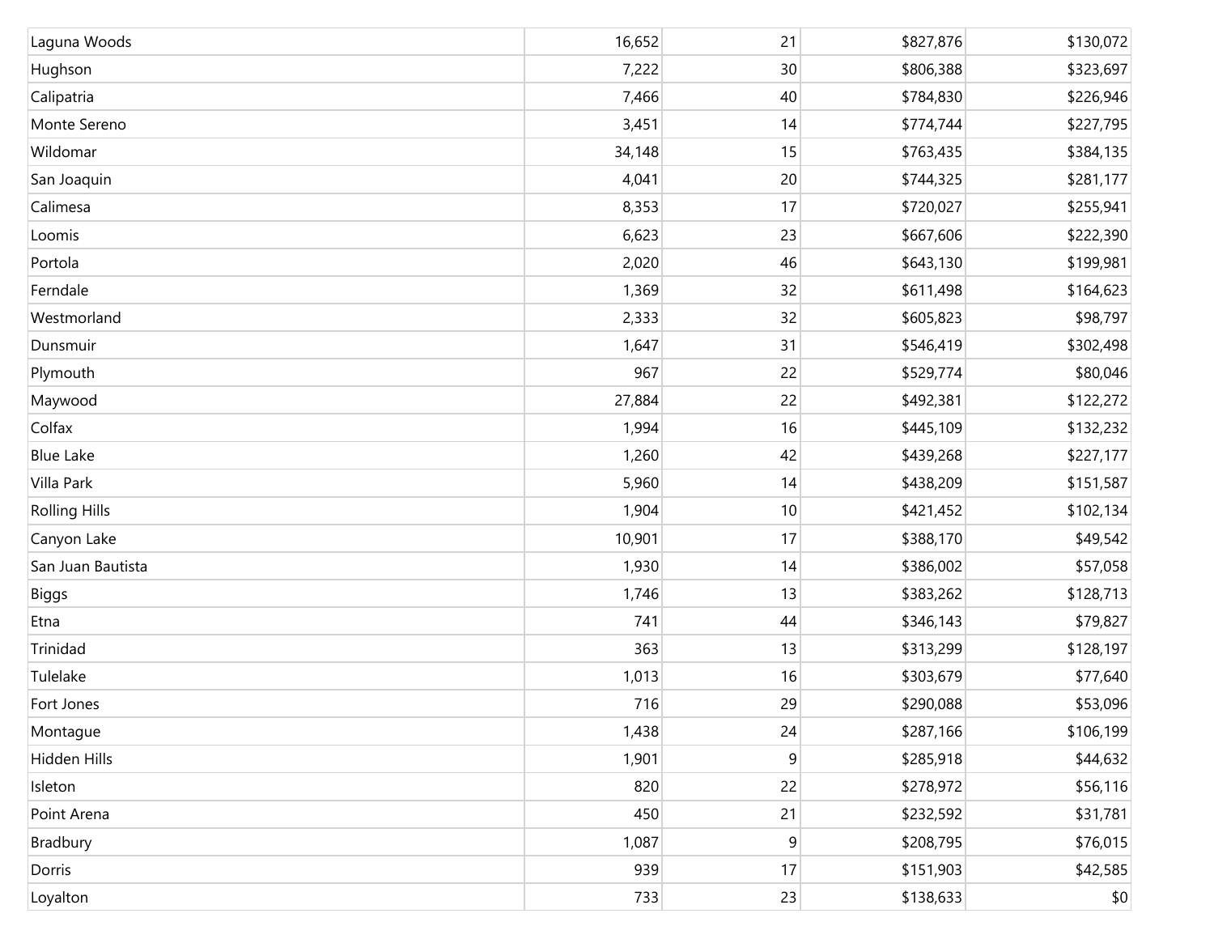| | | | | |
|---|---|---|---|---|
| Laguna Woods | 16,652 | 21 | $827,876 | $130,072 |
| Hughson | 7,222 | 30 | $806,388 | $323,697 |
| Calipatria | 7,466 | 40 | $784,830 | $226,946 |
| Monte Sereno | 3,451 | 14 | $774,744 | $227,795 |
| Wildomar | 34,148 | 15 | $763,435 | $384,135 |
| San Joaquin | 4,041 | 20 | $744,325 | $281,177 |
| Calimesa | 8,353 | 17 | $720,027 | $255,941 |
| Loomis | 6,623 | 23 | $667,606 | $222,390 |
| Portola | 2,020 | 46 | $643,130 | $199,981 |
| Ferndale | 1,369 | 32 | $611,498 | $164,623 |
| Westmorland | 2,333 | 32 | $605,823 | $98,797 |
| Dunsmuir | 1,647 | 31 | $546,419 | $302,498 |
| Plymouth | 967 | 22 | $529,774 | $80,046 |
| Maywood | 27,884 | 22 | $492,381 | $122,272 |
| Colfax | 1,994 | 16 | $445,109 | $132,232 |
| Blue Lake | 1,260 | 42 | $439,268 | $227,177 |
| Villa Park | 5,960 | 14 | $438,209 | $151,587 |
| Rolling Hills | 1,904 | 10 | $421,452 | $102,134 |
| Canyon Lake | 10,901 | 17 | $388,170 | $49,542 |
| San Juan Bautista | 1,930 | 14 | $386,002 | $57,058 |
| Biggs | 1,746 | 13 | $383,262 | $128,713 |
| Etna | 741 | 44 | $346,143 | $79,827 |
| Trinidad | 363 | 13 | $313,299 | $128,197 |
| Tulelake | 1,013 | 16 | $303,679 | $77,640 |
| Fort Jones | 716 | 29 | $290,088 | $53,096 |
| Montague | 1,438 | 24 | $287,166 | $106,199 |
| Hidden Hills | 1,901 | 9 | $285,918 | $44,632 |
| Isleton | 820 | 22 | $278,972 | $56,116 |
| Point Arena | 450 | 21 | $232,592 | $31,781 |
| Bradbury | 1,087 | 9 | $208,795 | $76,015 |
| Dorris | 939 | 17 | $151,903 | $42,585 |
| Loyalton | 733 | 23 | $138,633 | $0 |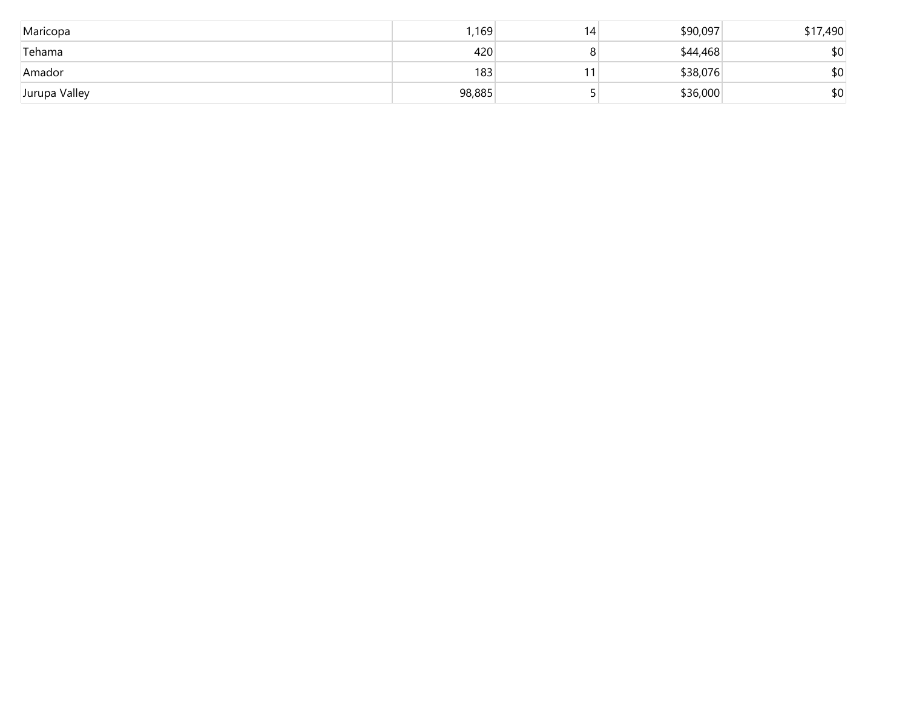| | | | | |
|---|---|---|---|---|
| Maricopa | 1,169 | 14 | $90,097 | $17,490 |
| Tehama | 420 | 8 | $44,468 | $0 |
| Amador | 183 | 11 | $38,076 | $0 |
| Jurupa Valley | 98,885 | 5 | $36,000 | $0 |